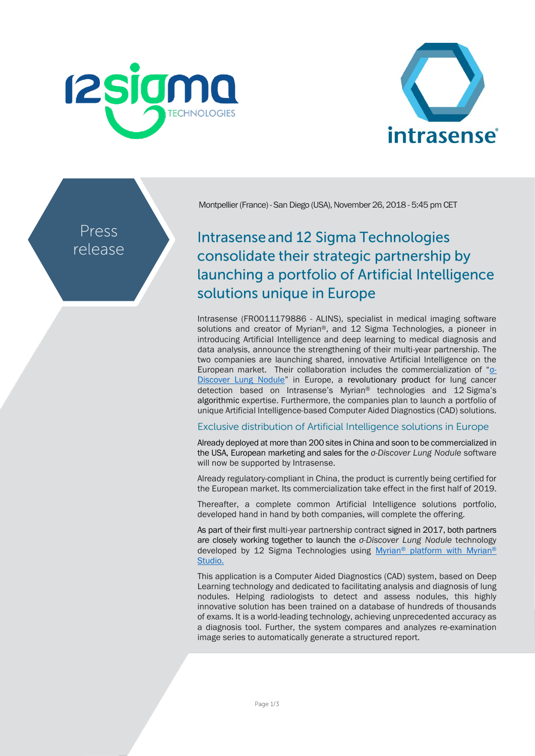Press release

Montpellier (France) - San Diego (USA), November 26, 2018 - 5:45 pm CET

# Intrasense and 12 Sigma Technologies consolidate their strategic partnership by launching a portfolio of Artificial Intelligence solutions unique in Europe

Intrasense (FR0011179886 - ALINS), specialist in medical imaging software solutions and creator of Myrian®, and 12 Sigma Technologies, a pioneer in introducing Artificial Intelligence and deep learning to medical diagnosis and data analysis, announce the strengthening of their multi-year partnership. The two companies are launching shared, innovative Artificial Intelligence on the European market. Their collaboration includes the commercialization of "σ-Discover Lung Nodule" in Europe, a revolutionary product for lung cancer detection based on Intrasense's Myrian® technologies and 12 Sigma's algorithmic expertise. Furthermore, the companies plan to launch a portfolio of unique Artificial Intelligence-based Computer Aided Diagnostics (CAD) solutions.

## Exclusive distribution of Artificial Intelligence solutions in Europe

Already deployed at more than 200 sites in China and soon to be commercialized in the USA, European marketing and sales for the *σ-Discover Lung Nodule* software will now be supported by Intrasense.

Already regulatory-compliant in China, the product is currently being certified for the European market. Its commercialization take effect in the first half of 2019.

Thereafter, a complete common Artificial Intelligence solutions portfolio, developed hand in hand by both companies, will complete the offering.

As part of their first multi-year partnership contract signed in 2017, both partners are closely working together to launch the *σ-Discover Lung Nodule* technology developed by 12 Sigma Technologies using Myrian® platform with Myrian® Studio.

This application is a Computer Aided Diagnostics (CAD) system, based on Deep Learning technology and dedicated to facilitating analysis and diagnosis of lung nodules. Helping radiologists to detect and assess nodules, this highly innovative solution has been trained on a database of hundreds of thousands of exams. It is a world-leading technology, achieving unprecedented accuracy as a diagnosis tool. Further, the system compares and analyzes re-examination image series to automatically generate a structured report.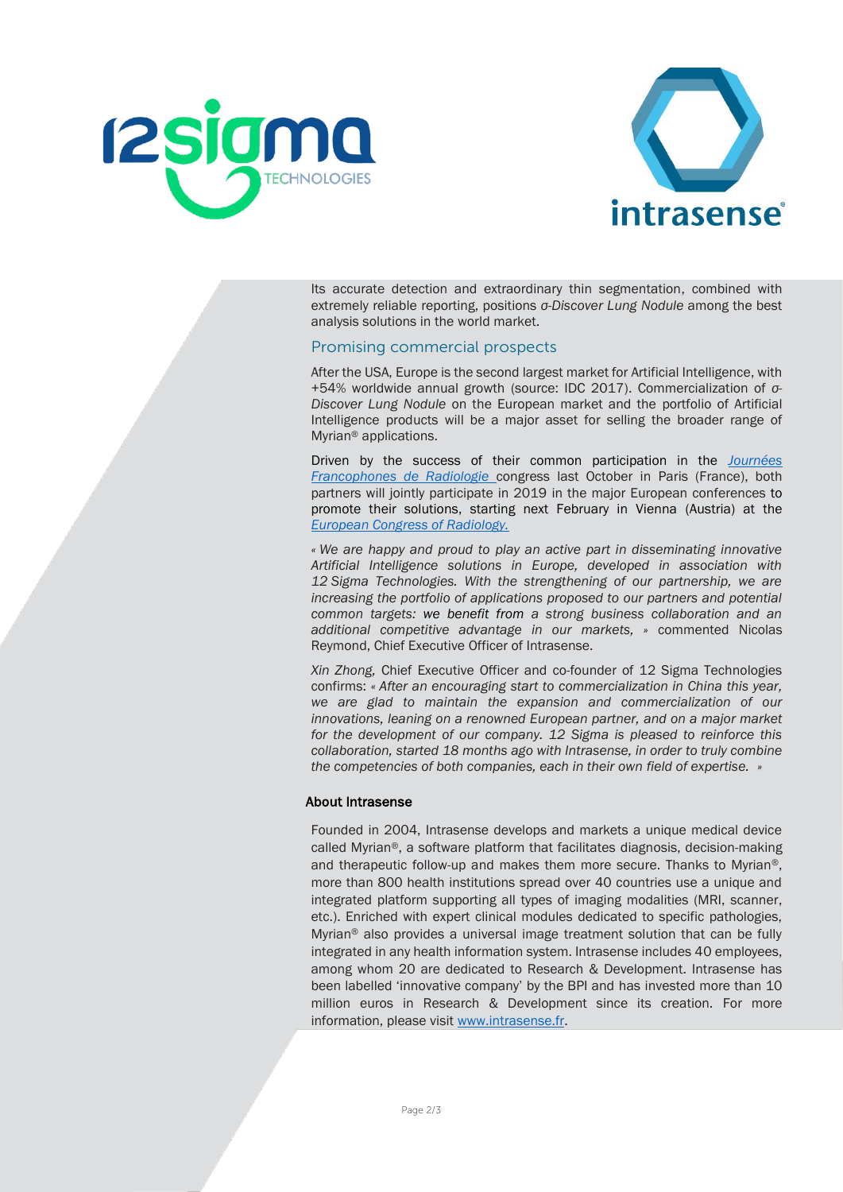Its accurate detection and extraordinary thin segmentation, combined with extremely reliable reporting, positions *σ-Discover Lung Nodule* among the best analysis solutions in the world market.

## Promising commercial prospects

After the USA, Europe is the second largest market for Artificial Intelligence, with +54% worldwide annual growth (source: IDC 2017). Commercialization of *σ-Discover Lung Nodule* on the European market and the portfolio of Artificial Intelligence products will be a major asset for selling the broader range of Myrian® applications.

Driven by the success of their common participation in the [*Journées Francophones de Radiologie*]() congress last October in Paris (France), both partners will jointly participate in 2019 in the major European conferences to promote their solutions, starting next February in Vienna (Austria) at the [*European Congress of Radiology.*]()

*« We are happy and proud to play an active part in disseminating innovative Artificial Intelligence solutions in Europe, developed in association with 12 Sigma Technologies. With the strengthening of our partnership, we are increasing the portfolio of applications proposed to our partners and potential common targets: we benefit from a strong business collaboration and an additional competitive advantage in our markets, »* commented Nicolas Reymond, Chief Executive Officer of Intrasense.

*Xin Zhong,* Chief Executive Officer and co-founder of 12 Sigma Technologies confirms: *« After an encouraging start to commercialization in China this year, we are glad to maintain the expansion and commercialization of our innovations, leaning on a renowned European partner, and on a major market for the development of our company. 12 Sigma is pleased to reinforce this collaboration, started 18 months ago with Intrasense, in order to truly combine the competencies of both companies, each in their own field of expertise. »*

### About Intrasense

Founded in 2004, Intrasense develops and markets a unique medical device called Myrian®, a software platform that facilitates diagnosis, decision-making and therapeutic follow-up and makes them more secure. Thanks to Myrian®, more than 800 health institutions spread over 40 countries use a unique and integrated platform supporting all types of imaging modalities (MRI, scanner, etc.). Enriched with expert clinical modules dedicated to specific pathologies, Myrian® also provides a universal image treatment solution that can be fully integrated in any health information system. Intrasense includes 40 employees, among whom 20 are dedicated to Research & Development. Intrasense has been labelled 'innovative company' by the BPI and has invested more than 10 million euros in Research & Development since its creation. For more information, please visit [www.intrasense.fr](http://www.intrasense.fr).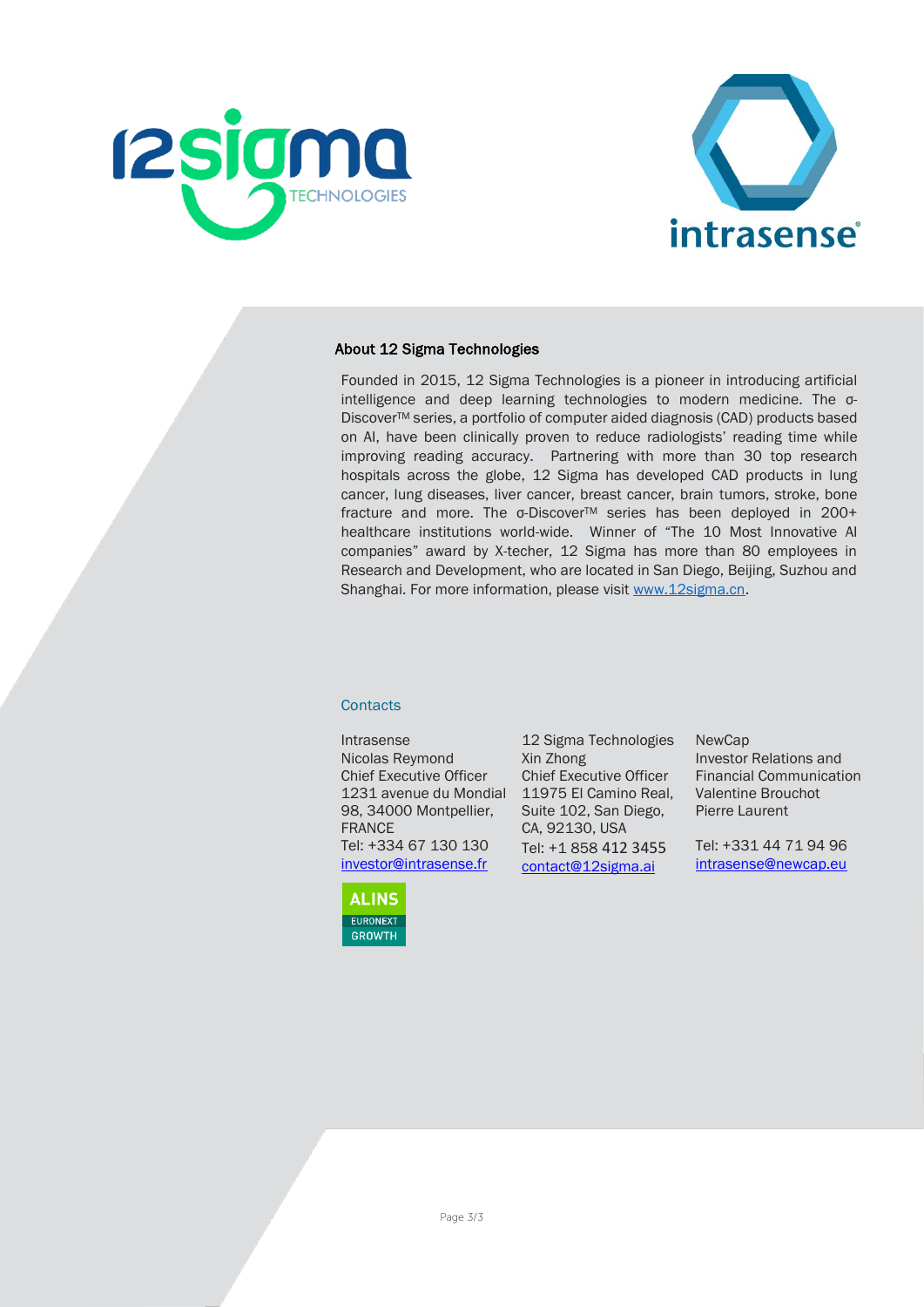## About 12 Sigma Technologies

Founded in 2015, 12 Sigma Technologies is a pioneer in introducing artificial intelligence and deep learning technologies to modern medicine. The σ-Discover™ series, a portfolio of computer aided diagnosis (CAD) products based on AI, have been clinically proven to reduce radiologists' reading time while improving reading accuracy. Partnering with more than 30 top research hospitals across the globe, 12 Sigma has developed CAD products in lung cancer, lung diseases, liver cancer, breast cancer, brain tumors, stroke, bone fracture and more. The σ-Discover™ series has been deployed in 200+ healthcare institutions world-wide. Winner of "The 10 Most Innovative AI companies" award by X-techer, 12 Sigma has more than 80 employees in Research and Development, who are located in San Diego, Beijing, Suzhou and Shanghai. For more information, please visit www.12sigma.cn.

### Contacts

Intrasense
Nicolas Reymond
Chief Executive Officer
1231 avenue du Mondial 98, 34000 Montpellier, FRANCE
Tel: +334 67 130 130
investor@intrasense.fr

12 Sigma Technologies
Xin Zhong
Chief Executive Officer
11975 El Camino Real, Suite 102, San Diego, CA, 92130, USA
Tel: +1 858 412 3455
contact@12sigma.ai

NewCap
Investor Relations and Financial Communication
Valentine Brouchot
Pierre Laurent
Tel: +331 44 71 94 96
intrasense@newcap.eu

ALINS
EURONEXT GROWTH